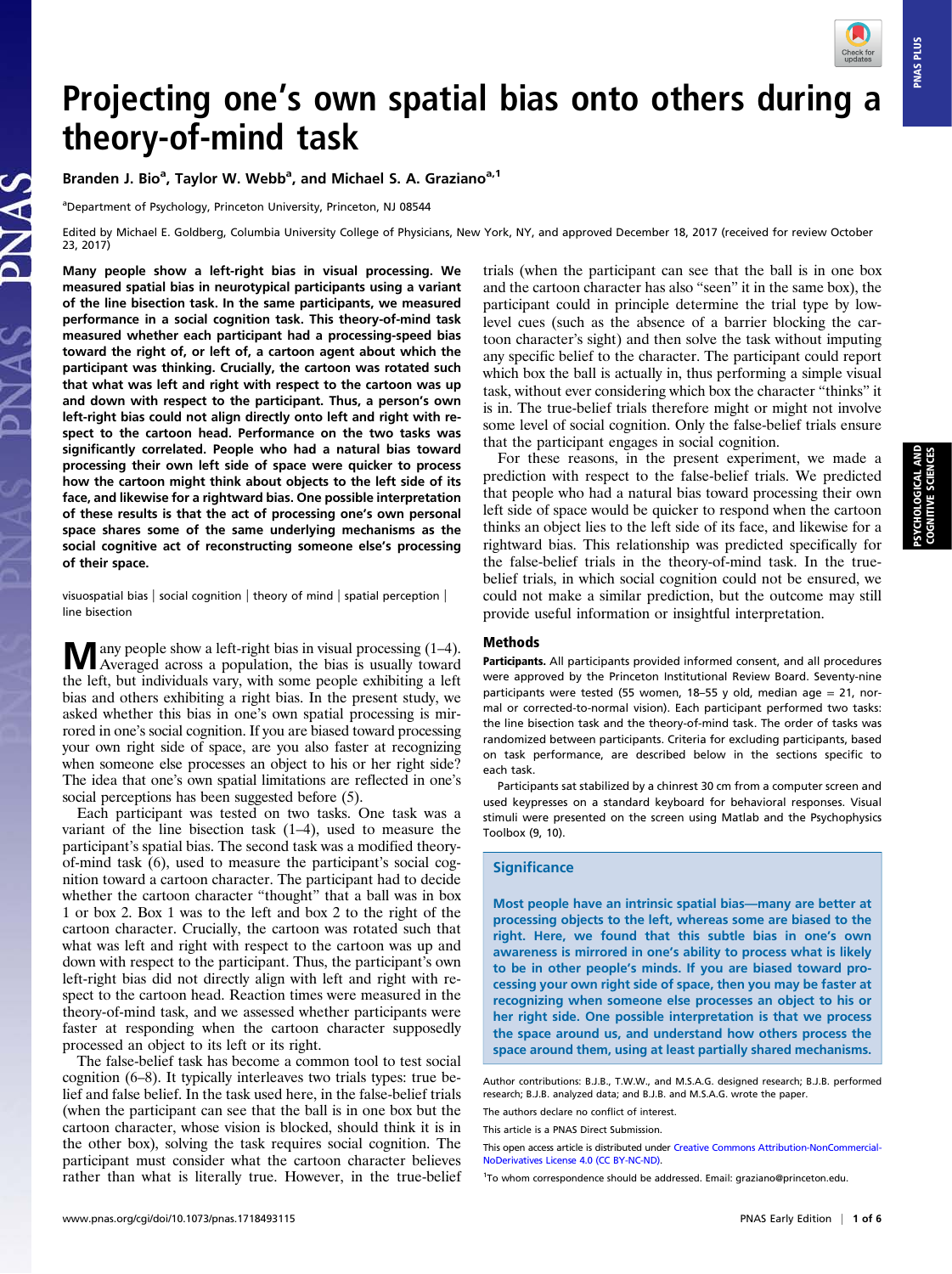# Projecting one's own spatial bias onto others during a theory-of-mind task

Branden J. Bio[a], Taylor W. Webb[a], and Michael S. A. Graziano[a,1]

[a]Department of Psychology, Princeton University, Princeton, NJ 08544

Edited by Michael E. Goldberg, Columbia University College of Physicians, New York, NY, and approved December 18, 2017 (received for review October 23, 2017)

**Many people show a left-right bias in visual processing. We measured spatial bias in neurotypical participants using a variant of the line bisection task. In the same participants, we measured performance in a social cognition task. This theory-of-mind task measured whether each participant had a processing-speed bias toward the right of, or left of, a cartoon agent about which the participant was thinking. Crucially, the cartoon was rotated such that what was left and right with respect to the cartoon was up and down with respect to the participant. Thus, a person's own left-right bias could not align directly onto left and right with respect to the cartoon head. Performance on the two tasks was significantly correlated. People who had a natural bias toward processing their own left side of space were quicker to process how the cartoon might think about objects to the left side of its face, and likewise for a rightward bias. One possible interpretation of these results is that the act of processing one's own personal space shares some of the same underlying mechanisms as the social cognitive act of reconstructing someone else's processing of their space.**

visuospatial bias | social cognition | theory of mind | spatial perception | line bisection

Many people show a left-right bias in visual processing (1–4). Averaged across a population, the bias is usually toward the left, but individuals vary, with some people exhibiting a left bias and others exhibiting a right bias. In the present study, we asked whether this bias in one's own spatial processing is mirrored in one's social cognition. If you are biased toward processing your own right side of space, are you also faster at recognizing when someone else processes an object to his or her right side? The idea that one's own spatial limitations are reflected in one's social perceptions has been suggested before (5).

Each participant was tested on two tasks. One task was a variant of the line bisection task (1–4), used to measure the participant's spatial bias. The second task was a modified theory-of-mind task (6), used to measure the participant's social cognition toward a cartoon character. The participant had to decide whether the cartoon character "thought" that a ball was in box 1 or box 2. Box 1 was to the left and box 2 to the right of the cartoon character. Crucially, the cartoon was rotated such that what was left and right with respect to the cartoon was up and down with respect to the participant. Thus, the participant's own left-right bias did not directly align with left and right with respect to the cartoon head. Reaction times were measured in the theory-of-mind task, and we assessed whether participants were faster at responding when the cartoon character supposedly processed an object to its left or its right.

The false-belief task has become a common tool to test social cognition (6–8). It typically interleaves two trials types: true belief and false belief. In the task used here, in the false-belief trials (when the participant can see that the ball is in one box but the cartoon character, whose vision is blocked, should think it is in the other box), solving the task requires social cognition. The participant must consider what the cartoon character believes rather than what is literally true. However, in the true-belief trials (when the participant can see that the ball is in one box and the cartoon character has also "seen" it in the same box), the participant could in principle determine the trial type by low-level cues (such as the absence of a barrier blocking the cartoon character's sight) and then solve the task without imputing any specific belief to the character. The participant could report which box the ball is actually in, thus performing a simple visual task, without ever considering which box the character "thinks" it is in. The true-belief trials therefore might or might not involve some level of social cognition. Only the false-belief trials ensure that the participant engages in social cognition.

For these reasons, in the present experiment, we made a prediction with respect to the false-belief trials. We predicted that people who had a natural bias toward processing their own left side of space would be quicker to respond when the cartoon thinks an object lies to the left side of its face, and likewise for a rightward bias. This relationship was predicted specifically for the false-belief trials in the theory-of-mind task. In the true-belief trials, in which social cognition could not be ensured, we could not make a similar prediction, but the outcome may still provide useful information or insightful interpretation.

## Methods

**Participants.** All participants provided informed consent, and all procedures were approved by the Princeton Institutional Review Board. Seventy-nine participants were tested (55 women, 18–55 y old, median age = 21, normal or corrected-to-normal vision). Each participant performed two tasks: the line bisection task and the theory-of-mind task. The order of tasks was randomized between participants. Criteria for excluding participants, based on task performance, are described below in the sections specific to each task.

Participants sat stabilized by a chinrest 30 cm from a computer screen and used keypresses on a standard keyboard for behavioral responses. Visual stimuli were presented on the screen using Matlab and the Psychophysics Toolbox (9, 10).

### Significance

Most people have an intrinsic spatial bias—many are better at processing objects to the left, whereas some are biased to the right. Here, we found that this subtle bias in one's own awareness is mirrored in one's ability to process what is likely to be in other people's minds. If you are biased toward processing your own right side of space, then you may be faster at recognizing when someone else processes an object to his or her right side. One possible interpretation is that we process the space around us, and understand how others process the space around them, using at least partially shared mechanisms.

Author contributions: B.J.B., T.W.W., and M.S.A.G. designed research; B.J.B. performed research; B.J.B. analyzed data; and B.J.B. and M.S.A.G. wrote the paper.

The authors declare no conflict of interest.

This article is a PNAS Direct Submission.

This open access article is distributed under Creative Commons Attribution-NonCommercial-NoDerivatives License 4.0 (CC BY-NC-ND).

[1]To whom correspondence should be addressed. Email: graziano@princeton.edu.

www.pnas.org/cgi/doi/10.1073/pnas.1718493115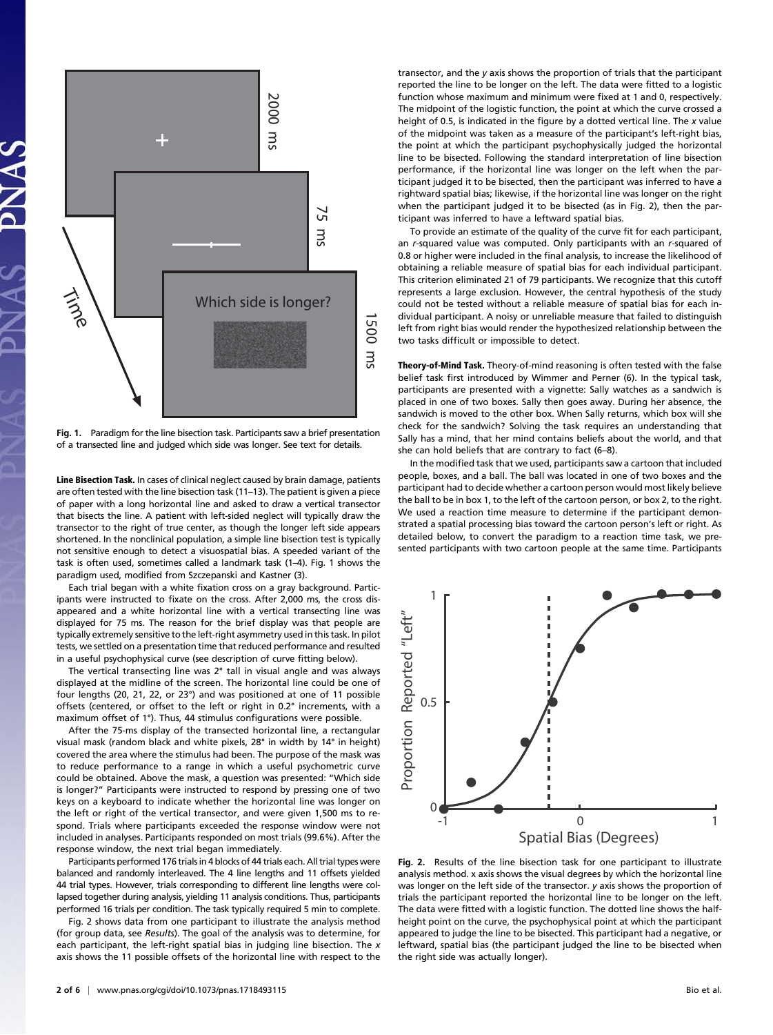**Fig. 1.** Paradigm for the line bisection task. Participants saw a brief presentation of a transected line and judged which side was longer. See text for details.

**Line Bisection Task.** In cases of clinical neglect caused by brain damage, patients are often tested with the line bisection task (11–13). The patient is given a piece of paper with a long horizontal line and asked to draw a vertical transector that bisects the line. A patient with left-sided neglect will typically draw the transector to the right of true center, as though the longer left side appears shortened. In the nonclinical population, a simple line bisection test is typically not sensitive enough to detect a visuospatial bias. A speeded variant of the task is often used, sometimes called a landmark task (1–4). Fig. 1 shows the paradigm used, modified from Szczepanski and Kastner (3).

Each trial began with a white fixation cross on a gray background. Participants were instructed to fixate on the cross. After 2,000 ms, the cross disappeared and a white horizontal line with a vertical transecting line was displayed for 75 ms. The reason for the brief display was that people are typically extremely sensitive to the left-right asymmetry used in this task. In pilot tests, we settled on a presentation time that reduced performance and resulted in a useful psychophysical curve (see description of curve fitting below).

The vertical transecting line was 2° tall in visual angle and was always displayed at the midline of the screen. The horizontal line could be one of four lengths (20, 21, 22, or 23°) and was positioned at one of 11 possible offsets (centered, or offset to the left or right in 0.2° increments, with a maximum offset of 1°). Thus, 44 stimulus configurations were possible.

After the 75-ms display of the transected horizontal line, a rectangular visual mask (random black and white pixels, 28° in width by 14° in height) covered the area where the stimulus had been. The purpose of the mask was to reduce performance to a range in which a useful psychometric curve could be obtained. Above the mask, a question was presented: "Which side is longer?" Participants were instructed to respond by pressing one of two keys on a keyboard to indicate whether the horizontal line was longer on the left or right of the vertical transector, and were given 1,500 ms to respond. Trials where participants exceeded the response window were not included in analyses. Participants responded on most trials (99.6%). After the response window, the next trial began immediately.

Participants performed 176 trials in 4 blocks of 44 trials each. All trial types were balanced and randomly interleaved. The 4 line lengths and 11 offsets yielded 44 trial types. However, trials corresponding to different line lengths were collapsed together during analysis, yielding 11 analysis conditions. Thus, participants performed 16 trials per condition. The task typically required 5 min to complete.

Fig. 2 shows data from one participant to illustrate the analysis method (for group data, see *Results*). The goal of the analysis was to determine, for each participant, the left-right spatial bias in judging line bisection. The *x* axis shows the 11 possible offsets of the horizontal line with respect to the transector, and the *y* axis shows the proportion of trials that the participant reported the line to be longer on the left. The data were fitted to a logistic function whose maximum and minimum were fixed at 1 and 0, respectively. The midpoint of the logistic function, the point at which the curve crossed a height of 0.5, is indicated in the figure by a dotted vertical line. The *x* value of the midpoint was taken as a measure of the participant's left-right bias, the point at which the participant psychophysically judged the horizontal line to be bisected. Following the standard interpretation of line bisection performance, if the horizontal line was longer on the left when the participant judged it to be bisected, then the participant was inferred to have a rightward spatial bias; likewise, if the horizontal line was longer on the right when the participant judged it to be bisected (as in Fig. 2), then the participant was inferred to have a leftward spatial bias.

To provide an estimate of the quality of the curve fit for each participant, an *r*-squared value was computed. Only participants with an *r*-squared of 0.8 or higher were included in the final analysis, to increase the likelihood of obtaining a reliable measure of spatial bias for each individual participant. This criterion eliminated 21 of 79 participants. We recognize that this cutoff represents a large exclusion. However, the central hypothesis of the study could not be tested without a reliable measure of spatial bias for each individual participant. A noisy or unreliable measure that failed to distinguish left from right bias would render the hypothesized relationship between the two tasks difficult or impossible to detect.

**Theory-of-Mind Task.** Theory-of-mind reasoning is often tested with the false belief task first introduced by Wimmer and Perner (6). In the typical task, participants are presented with a vignette: Sally watches as a sandwich is placed in one of two boxes. Sally then goes away. During her absence, the sandwich is moved to the other box. When Sally returns, which box will she check for the sandwich? Solving the task requires an understanding that Sally has a mind, that her mind contains beliefs about the world, and that she can hold beliefs that are contrary to fact (6–8).

In the modified task that we used, participants saw a cartoon that included people, boxes, and a ball. The ball was located in one of two boxes and the participant had to decide whether a cartoon person would most likely believe the ball to be in box 1, to the left of the cartoon person, or box 2, to the right. We used a reaction time measure to determine if the participant demonstrated a spatial processing bias toward the cartoon person's left or right. As detailed below, to convert the paradigm to a reaction time task, we presented participants with two cartoon people at the same time. Participants

**Fig. 2.** Results of the line bisection task for one participant to illustrate analysis method. x axis shows the visual degrees by which the horizontal line was longer on the left side of the transector. *y* axis shows the proportion of trials the participant reported the horizontal line to be longer on the left. The data were fitted with a logistic function. The dotted line shows the half-height point on the curve, the psychophysical point at which the participant appeared to judge the line to be bisected. This participant had a negative, or leftward, spatial bias (the participant judged the line to be bisected when the right side was actually longer).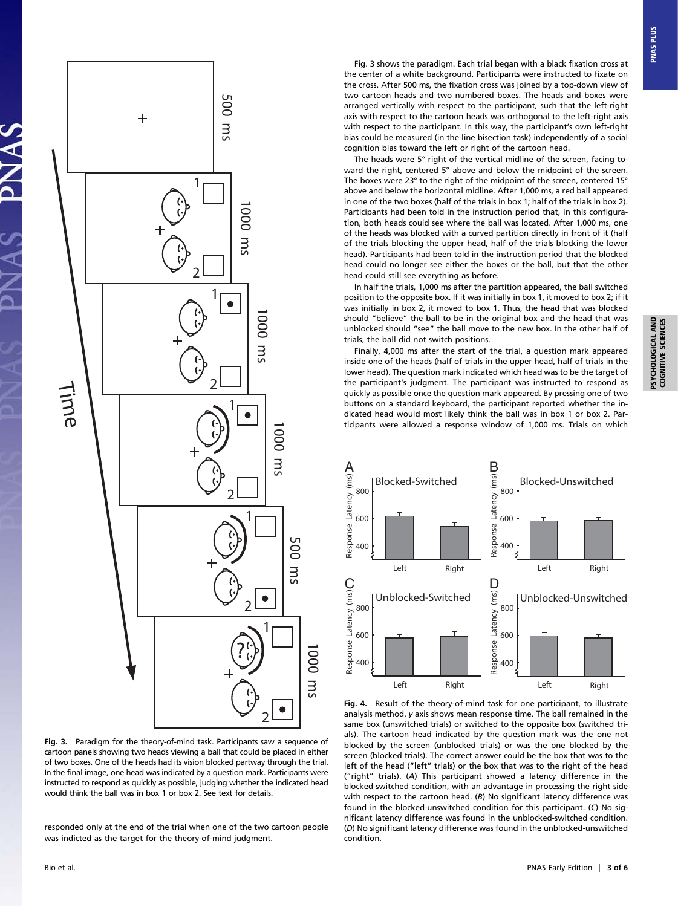Fig. 3. Paradigm for the theory-of-mind task. Participants saw a sequence of cartoon panels showing two heads viewing a ball that could be placed in either of two boxes. One of the heads had its vision blocked partway through the trial. In the final image, one head was indicated by a question mark. Participants were instructed to respond as quickly as possible, judging whether the indicated head would think the ball was in box 1 or box 2. See text for details.

responded only at the end of the trial when one of the two cartoon people was indicted as the target for the theory-of-mind judgment.

Fig. 3 shows the paradigm. Each trial began with a black fixation cross at the center of a white background. Participants were instructed to fixate on the cross. After 500 ms, the fixation cross was joined by a top-down view of two cartoon heads and two numbered boxes. The heads and boxes were arranged vertically with respect to the participant, such that the left-right axis with respect to the cartoon heads was orthogonal to the left-right axis with respect to the participant. In this way, the participant's own left-right bias could be measured (in the line bisection task) independently of a social cognition bias toward the left or right of the cartoon head.

The heads were 5° right of the vertical midline of the screen, facing toward the right, centered 5° above and below the horizontal midline. The boxes were 23° to the right of the midpoint of the screen, centered 15° above and below the horizontal midline. After 1,000 ms, a red ball appeared in one of the two boxes (half of the trials in box 1; half of the trials in box 2). Participants had been told in the instruction period that, in this configuration, both heads could see where the ball was located. After 1,000 ms, one of the heads was blocked with a curved partition directly in front of it (half of the trials blocking the upper head, half of the trials blocking the lower head). Participants had been told in the instruction period that the blocked head could no longer see either the boxes or the ball, but that the other head could still see everything as before.

In half the trials, 1,000 ms after the partition appeared, the ball switched position to the opposite box. If it was initially in box 1, it moved to box 2; if it was initially in box 2, it moved to box 1. Thus, the head that was blocked should "believe" the ball to be in the original box and the head that was unblocked should "see" the ball move to the new box. In the other half of trials, the ball did not switch positions.

Finally, 4,000 ms after the start of the trial, a question mark appeared inside one of the heads (half of trials in the upper head, half of trials in the lower head). The question mark indicated which head was to be the target of the participant's judgment. The participant was instructed to respond as quickly as possible once the question mark appeared. By pressing one of two buttons on a standard keyboard, the participant reported whether the indicated head would most likely think the ball was in box 1 or box 2. Participants were allowed a response window of 1,000 ms. Trials on which

Fig. 4. Result of the theory-of-mind task for one participant, to illustrate analysis method. y axis shows mean response time. The ball remained in the same box (unswitched trials) or switched to the opposite box (switched trials). The cartoon head indicated by the question mark was the one not blocked by the screen (unblocked trials) or was the one blocked by the screen (blocked trials). The correct answer could be the box that was to the left of the head ("left" trials) or the box that was to the right of the head ("right" trials). (A) This participant showed a latency difference in the blocked-switched condition, with an advantage in processing the right side with respect to the cartoon head. (B) No significant latency difference was found in the blocked-unswitched condition for this participant. (C) No significant latency difference was found in the unblocked-switched condition. (D) No significant latency difference was found in the unblocked-unswitched condition.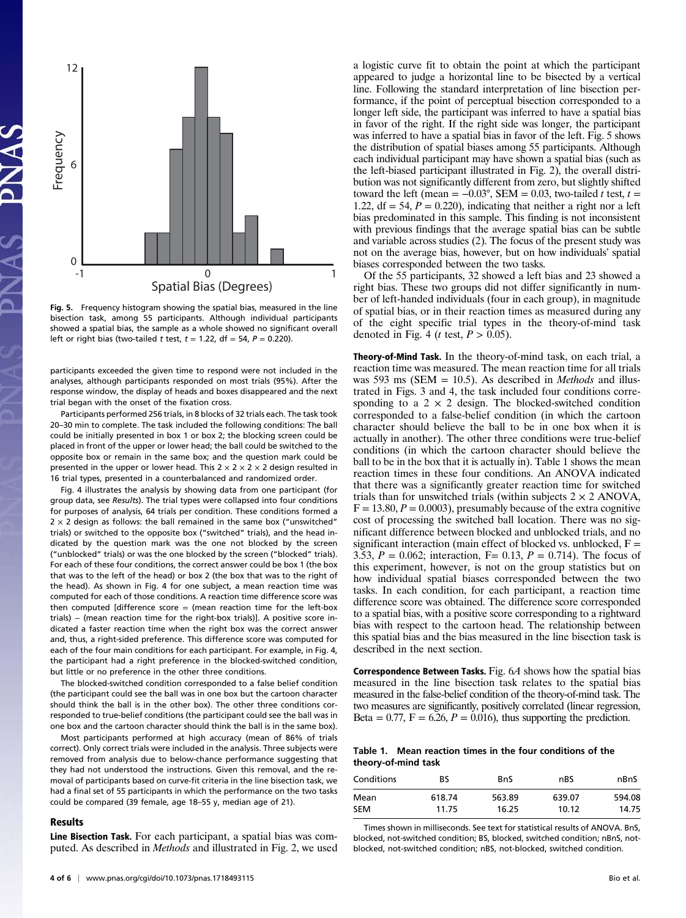Fig. 5. Frequency histogram showing the spatial bias, measured in the line bisection task, among 55 participants. Although individual participants showed a spatial bias, the sample as a whole showed no significant overall left or right bias (two-tailed $t$ test, $t = 1.22$, df = 54, $P = 0.220$).

participants exceeded the given time to respond were not included in the analyses, although participants responded on most trials (95%). After the response window, the display of heads and boxes disappeared and the next trial began with the onset of the fixation cross.

Participants performed 256 trials, in 8 blocks of 32 trials each. The task took 20–30 min to complete. The task included the following conditions: The ball could be initially presented in box 1 or box 2; the blocking screen could be placed in front of the upper or lower head; the ball could be switched to the opposite box or remain in the same box; and the question mark could be presented in the upper or lower head. This $2 \times 2 \times 2 \times 2$ design resulted in 16 trial types, presented in a counterbalanced and randomized order.

Fig. 4 illustrates the analysis by showing data from one participant (for group data, see *Results*). The trial types were collapsed into four conditions for purposes of analysis, 64 trials per condition. These conditions formed a $2 \times 2$ design as follows: the ball remained in the same box ("unswitched" trials) or switched to the opposite box ("switched" trials), and the head indicated by the question mark was the one not blocked by the screen ("unblocked" trials) or was the one blocked by the screen ("blocked" trials). For each of these four conditions, the correct answer could be box 1 (the box that was to the left of the head) or box 2 (the box that was to the right of the head). As shown in Fig. 4 for one subject, a mean reaction time was computed for each of those conditions. A reaction time difference score was then computed [difference score = (mean reaction time for the left-box trials) − (mean reaction time for the right-box trials)]. A positive score indicated a faster reaction time when the right box was the correct answer and, thus, a right-sided preference. This difference score was computed for each of the four main conditions for each participant. For example, in Fig. 4, the participant had a right preference in the blocked-switched condition, but little or no preference in the other three conditions.

The blocked-switched condition corresponded to a false belief condition (the participant could see the ball was in one box but the cartoon character should think the ball is in the other box). The other three conditions corresponded to true-belief conditions (the participant could see the ball was in one box and the cartoon character should think the ball is in the same box).

Most participants performed at high accuracy (mean of 86% of trials correct). Only correct trials were included in the analysis. Three subjects were removed from analysis due to below-chance performance suggesting that they had not understood the instructions. Given this removal, and the removal of participants based on curve-fit criteria in the line bisection task, we had a final set of 55 participants in which the performance on the two tasks could be compared (39 female, age 18–55 y, median age of 21).

## Results

**Line Bisection Task.** For each participant, a spatial bias was computed. As described in *Methods* and illustrated in Fig. 2, we used a logistic curve fit to obtain the point at which the participant appeared to judge a horizontal line to be bisected by a vertical line. Following the standard interpretation of line bisection performance, if the point of perceptual bisection corresponded to a longer left side, the participant was inferred to have a spatial bias in favor of the right. If the right side was longer, the participant was inferred to have a spatial bias in favor of the left. Fig. 5 shows the distribution of spatial biases among 55 participants. Although each individual participant may have shown a spatial bias (such as the left-biased participant illustrated in Fig. 2), the overall distribution was not significantly different from zero, but slightly shifted toward the left (mean = −0.03°, SEM = 0.03, two-tailed $t$ test, $t = 1.22$, df = 54, $P = 0.220$), indicating that neither a right nor a left bias predominated in this sample. This finding is not inconsistent with previous findings that the average spatial bias can be subtle and variable across studies (2). The focus of the present study was not on the average bias, however, but on how individuals' spatial biases corresponded between the two tasks.

Of the 55 participants, 32 showed a left bias and 23 showed a right bias. These two groups did not differ significantly in number of left-handed individuals (four in each group), in magnitude of spatial bias, or in their reaction times as measured during any of the eight specific trial types in the theory-of-mind task denoted in Fig. 4 ($t$ test, $P > 0.05$).

**Theory-of-Mind Task.** In the theory-of-mind task, on each trial, a reaction time was measured. The mean reaction time for all trials was 593 ms (SEM = 10.5). As described in *Methods* and illustrated in Figs. 3 and 4, the task included four conditions corresponding to a $2 \times 2$ design. The blocked-switched condition corresponded to a false-belief condition (in which the cartoon character should believe the ball to be in one box when it is actually in another). The other three conditions were true-belief conditions (in which the cartoon character should believe the ball to be in the box that it is actually in). Table 1 shows the mean reaction times in these four conditions. An ANOVA indicated that there was a significantly greater reaction time for switched trials than for unswitched trials (within subjects $2 \times 2$ ANOVA, $F = 13.80$, $P = 0.0003$), presumably because of the extra cognitive cost of processing the switched ball location. There was no significant difference between blocked and unblocked trials, and no significant interaction (main effect of blocked vs. unblocked, $F = 3.53$, $P = 0.062$; interaction, $F = 0.13$, $P = 0.714$). The focus of this experiment, however, is not on the group statistics but on how individual spatial biases corresponded between the two tasks. In each condition, for each participant, a reaction time difference score was obtained. The difference score corresponded to a spatial bias, with a positive score corresponding to a rightward bias with respect to the cartoon head. The relationship between this spatial bias and the bias measured in the line bisection task is described in the next section.

**Correspondence Between Tasks.** Fig. 6*A* shows how the spatial bias measured in the line bisection task relates to the spatial bias measured in the false-belief condition of the theory-of-mind task. The two measures are significantly, positively correlated (linear regression, Beta = 0.77, $F = 6.26$, $P = 0.016$), thus supporting the prediction.

**Table 1. Mean reaction times in the four conditions of the theory-of-mind task**

| Conditions | BS | BnS | nBS | nBnS |
| --- | --- | --- | --- | --- |
| Mean | 618.74 | 563.89 | 639.07 | 594.08 |
| SEM | 11.75 | 16.25 | 10.12 | 14.75 |

Times shown in milliseconds. See text for statistical results of ANOVA. BnS, blocked, not-switched condition; BS, blocked, switched condition; nBnS, not-blocked, not-switched condition; nBS, not-blocked, switched condition.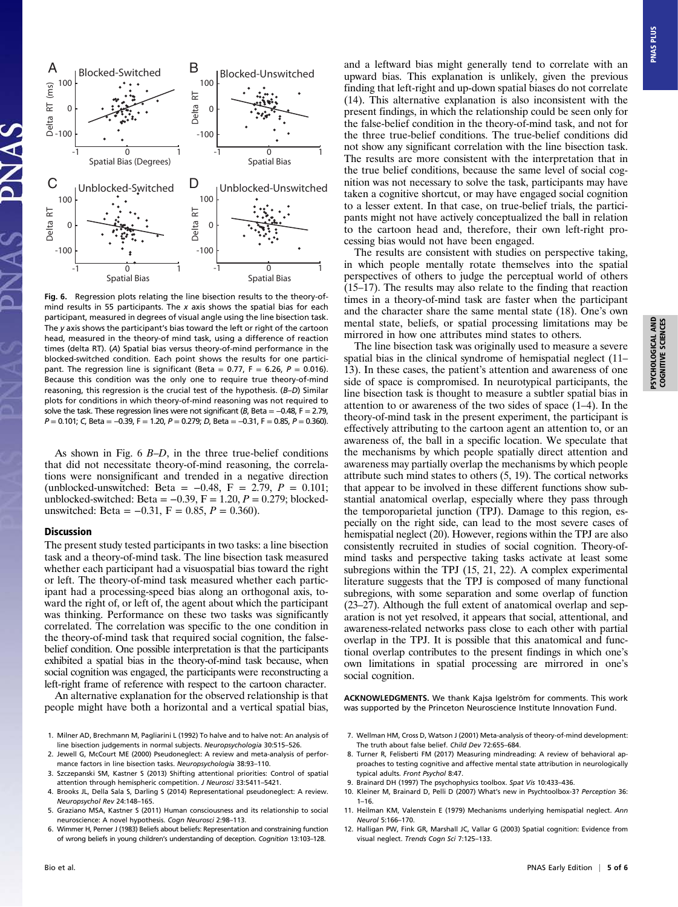A Blocked-Switched

Delta RT (ms)

100

0

-100

-1 0 1

Spatial Bias (Degrees)

B Blocked-Unswitched

Delta RT

100

0

-100

-1 0 1

Spatial Bias

C Unblocked-Switched

Delta RT

100

0

-100

-1 0 1

Spatial Bias

D Unblocked-Unswitched

Delta RT

100

0

-100

-1 0 1

Spatial Bias

**Fig. 6.** Regression plots relating the line bisection results to the theory-of-mind results in 55 participants. The *x* axis shows the spatial bias for each participant, measured in degrees of visual angle using the line bisection task. The *y* axis shows the participant's bias toward the left or right of the cartoon head, measured in the theory-of-mind task, using a difference of reaction times (delta RT). (*A*) Spatial bias versus theory-of-mind performance in the blocked-switched condition. Each point shows the results for one participant. The regression line is significant (Beta = 0.77, F = 6.26, $P$ = 0.016). Because this condition was the only one to require true theory-of-mind reasoning, this regression is the crucial test of the hypothesis. (*B–D*) Similar plots for conditions in which theory-of-mind reasoning was not required to solve the task. These regression lines were not significant (*B*, Beta = −0.48, F = 2.79, $P$ = 0.101; *C*, Beta = −0.39, F = 1.20, $P$ = 0.279; *D*, Beta = −0.31, F = 0.85, $P$ = 0.360).

As shown in Fig. 6 *B–D*, in the three true-belief conditions that did not necessitate theory-of-mind reasoning, the correlations were nonsignificant and trended in a negative direction (unblocked-unswitched: Beta = −0.48, F = 2.79, $P$ = 0.101; unblocked-switched: Beta = −0.39, F = 1.20, $P$ = 0.279; blocked-unswitched: Beta = −0.31, F = 0.85, $P$ = 0.360).

## Discussion

The present study tested participants in two tasks: a line bisection task and a theory-of-mind task. The line bisection task measured whether each participant had a visuospatial bias toward the right or left. The theory-of-mind task measured whether each participant had a processing-speed bias along an orthogonal axis, toward the right of, or left of, the agent about which the participant was thinking. Performance on these two tasks was significantly correlated. The correlation was specific to the one condition in the theory-of-mind task that required social cognition, the false-belief condition. One possible interpretation is that the participants exhibited a spatial bias in the theory-of-mind task because, when social cognition was engaged, the participants were reconstructing a left-right frame of reference with respect to the cartoon character.

An alternative explanation for the observed relationship is that people might have both a horizontal and a vertical spatial bias, and a leftward bias might generally tend to correlate with an upward bias. This explanation is unlikely, given the previous finding that left-right and up-down spatial biases do not correlate (14). This alternative explanation is also inconsistent with the present findings, in which the relationship could be seen only for the false-belief condition in the theory-of-mind task, and not for the three true-belief conditions. The true-belief conditions did not show any significant correlation with the line bisection task. The results are more consistent with the interpretation that in the true belief conditions, because the same level of social cognition was not necessary to solve the task, participants may have taken a cognitive shortcut, or may have engaged social cognition to a lesser extent. In that case, on true-belief trials, the participants might not have actively conceptualized the ball in relation to the cartoon head and, therefore, their own left-right processing bias would not have been engaged.

The results are consistent with studies on perspective taking, in which people mentally rotate themselves into the spatial perspectives of others to judge the perceptual world of others (15–17). The results may also relate to the finding that reaction times in a theory-of-mind task are faster when the participant and the character share the same mental state (18). One's own mental state, beliefs, or spatial processing limitations may be mirrored in how one attributes mind states to others.

The line bisection task was originally used to measure a severe spatial bias in the clinical syndrome of hemispatial neglect (11–13). In these cases, the patient's attention and awareness of one side of space is compromised. In neurotypical participants, the line bisection task is thought to measure a subtler spatial bias in attention to or awareness of the two sides of space (1–4). In the theory-of-mind task in the present experiment, the participant is effectively attributing to the cartoon agent an attention to, or an awareness of, the ball in a specific location. We speculate that the mechanisms by which people spatially direct attention and awareness may partially overlap the mechanisms by which people attribute such mind states to others (5, 19). The cortical networks that appear to be involved in these different functions show substantial anatomical overlap, especially where they pass through the temporoparietal junction (TPJ). Damage to this region, especially on the right side, can lead to the most severe cases of hemispatial neglect (20). However, regions within the TPJ are also consistently recruited in studies of social cognition. Theory-of-mind tasks and perspective taking tasks activate at least some subregions within the TPJ (15, 21, 22). A complex experimental literature suggests that the TPJ is composed of many functional subregions, with some separation and some overlap of function (23–27). Although the full extent of anatomical overlap and separation is not yet resolved, it appears that social, attentional, and awareness-related networks pass close to each other with partial overlap in the TPJ. It is possible that this anatomical and functional overlap contributes to the present findings in which one's own limitations in spatial processing are mirrored in one's social cognition.

**ACKNOWLEDGMENTS.** We thank Kajsa Igelström for comments. This work was supported by the Princeton Neuroscience Institute Innovation Fund.

1. Milner AD, Brechmann M, Pagliarini L (1992) To halve and to halve not: An analysis of line bisection judgements in normal subjects. *Neuropsychologia* 30:515–526.
2. Jewell G, McCourt ME (2000) Pseudoneglect: A review and meta-analysis of performance factors in line bisection tasks. *Neuropsychologia* 38:93–110.
3. Szczepanski SM, Kastner S (2013) Shifting attentional priorities: Control of spatial attention through hemispheric competition. *J Neurosci* 33:5411–5421.
4. Brooks JL, Della Sala S, Darling S (2014) Representational pseudoneglect: A review. *Neuropsychol Rev* 24:148–165.
5. Graziano MSA, Kastner S (2011) Human consciousness and its relationship to social neuroscience: A novel hypothesis. *Cogn Neurosci* 2:98–113.
6. Wimmer H, Perner J (1983) Beliefs about beliefs: Representation and constraining function of wrong beliefs in young children's understanding of deception. *Cognition* 13:103–128.
7. Wellman HM, Cross D, Watson J (2001) Meta-analysis of theory-of-mind development: The truth about false belief. *Child Dev* 72:655–684.
8. Turner R, Felisberti FM (2017) Measuring mindreading: A review of behavioral approaches to testing cognitive and affective mental state attribution in neurologically typical adults. *Front Psychol* 8:47.
9. Brainard DH (1997) The psychophysics toolbox. *Spat Vis* 10:433–436.
10. Kleiner M, Brainard D, Pelli D (2007) What's new in Psychtoolbox-3? *Perception* 36:1–16.
11. Heilman KM, Valenstein E (1979) Mechanisms underlying hemispatial neglect. *Ann Neurol* 5:166–170.
12. Halligan PW, Fink GR, Marshall JC, Vallar G (2003) Spatial cognition: Evidence from visual neglect. *Trends Cogn Sci* 7:125–133.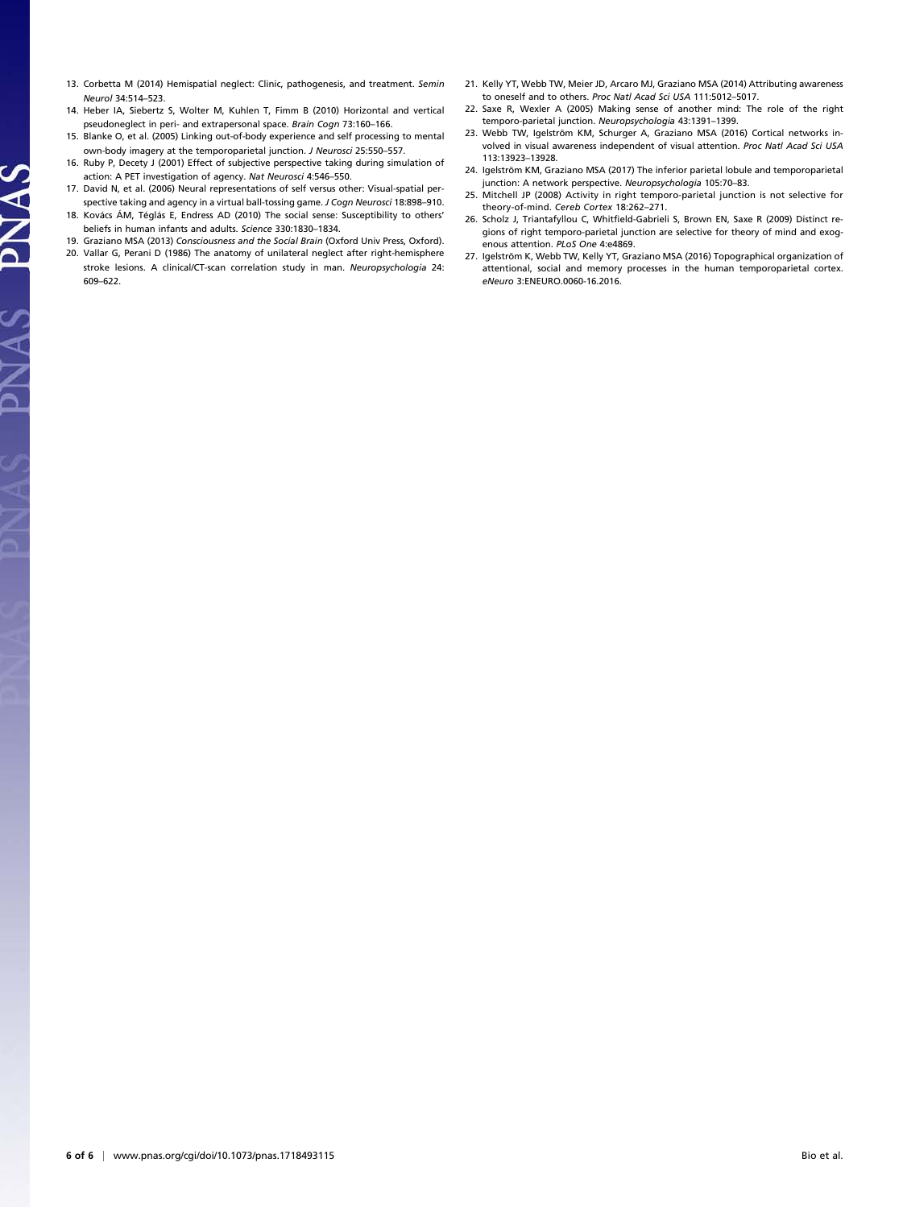13. Corbetta M (2014) Hemispatial neglect: Clinic, pathogenesis, and treatment. *Semin Neurol* 34:514–523.
14. Heber IA, Siebertz S, Wolter M, Kuhlen T, Fimm B (2010) Horizontal and vertical pseudoneglect in peri- and extrapersonal space. *Brain Cogn* 73:160–166.
15. Blanke O, et al. (2005) Linking out-of-body experience and self processing to mental own-body imagery at the temporoparietal junction. *J Neurosci* 25:550–557.
16. Ruby P, Decety J (2001) Effect of subjective perspective taking during simulation of action: A PET investigation of agency. *Nat Neurosci* 4:546–550.
17. David N, et al. (2006) Neural representations of self versus other: Visual-spatial perspective taking and agency in a virtual ball-tossing game. *J Cogn Neurosci* 18:898–910.
18. Kovács ÁM, Téglás E, Endress AD (2010) The social sense: Susceptibility to others' beliefs in human infants and adults. *Science* 330:1830–1834.
19. Graziano MSA (2013) *Consciousness and the Social Brain* (Oxford Univ Press, Oxford).
20. Vallar G, Perani D (1986) The anatomy of unilateral neglect after right-hemisphere stroke lesions. A clinical/CT-scan correlation study in man. *Neuropsychologia* 24: 609–622.
21. Kelly YT, Webb TW, Meier JD, Arcaro MJ, Graziano MSA (2014) Attributing awareness to oneself and to others. *Proc Natl Acad Sci USA* 111:5012–5017.
22. Saxe R, Wexler A (2005) Making sense of another mind: The role of the right temporo-parietal junction. *Neuropsychologia* 43:1391–1399.
23. Webb TW, Igelström KM, Schurger A, Graziano MSA (2016) Cortical networks involved in visual awareness independent of visual attention. *Proc Natl Acad Sci USA* 113:13923–13928.
24. Igelström KM, Graziano MSA (2017) The inferior parietal lobule and temporoparietal junction: A network perspective. *Neuropsychologia* 105:70–83.
25. Mitchell JP (2008) Activity in right temporo-parietal junction is not selective for theory-of-mind. *Cereb Cortex* 18:262–271.
26. Scholz J, Triantafyllou C, Whitfield-Gabrieli S, Brown EN, Saxe R (2009) Distinct regions of right temporo-parietal junction are selective for theory of mind and exogenous attention. *PLoS One* 4:e4869.
27. Igelström K, Webb TW, Kelly YT, Graziano MSA (2016) Topographical organization of attentional, social and memory processes in the human temporoparietal cortex. *eNeuro* 3:ENEURO.0060-16.2016.